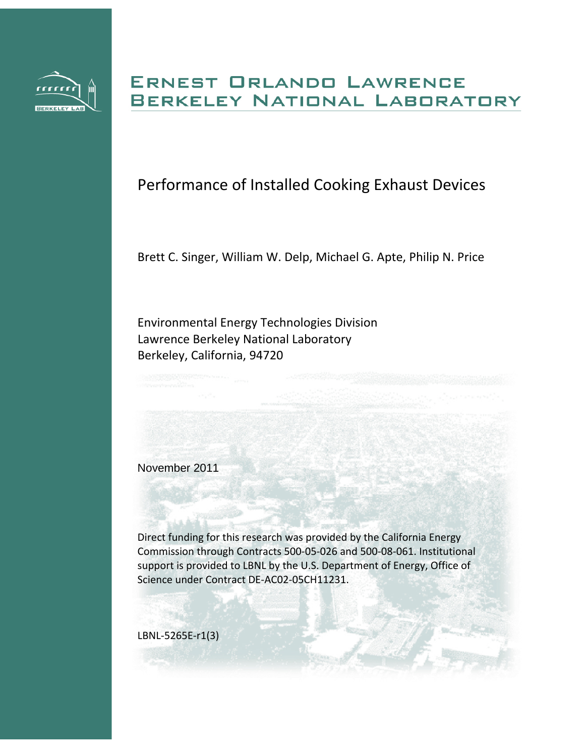# Ernest Orlando Lawrence Berkeley National Laboratory

## Performance of Installed Cooking Exhaust Devices

Brett C. Singer, William W. Delp, Michael G. Apte, Philip N. Price

Environmental Energy Technologies Division
Lawrence Berkeley National Laboratory
Berkeley, California, 94720

November 2011

Direct funding for this research was provided by the California Energy Commission through Contracts 500-05-026 and 500-08-061. Institutional support is provided to LBNL by the U.S. Department of Energy, Office of Science under Contract DE-AC02-05CH11231.

LBNL-5265E-r1(3)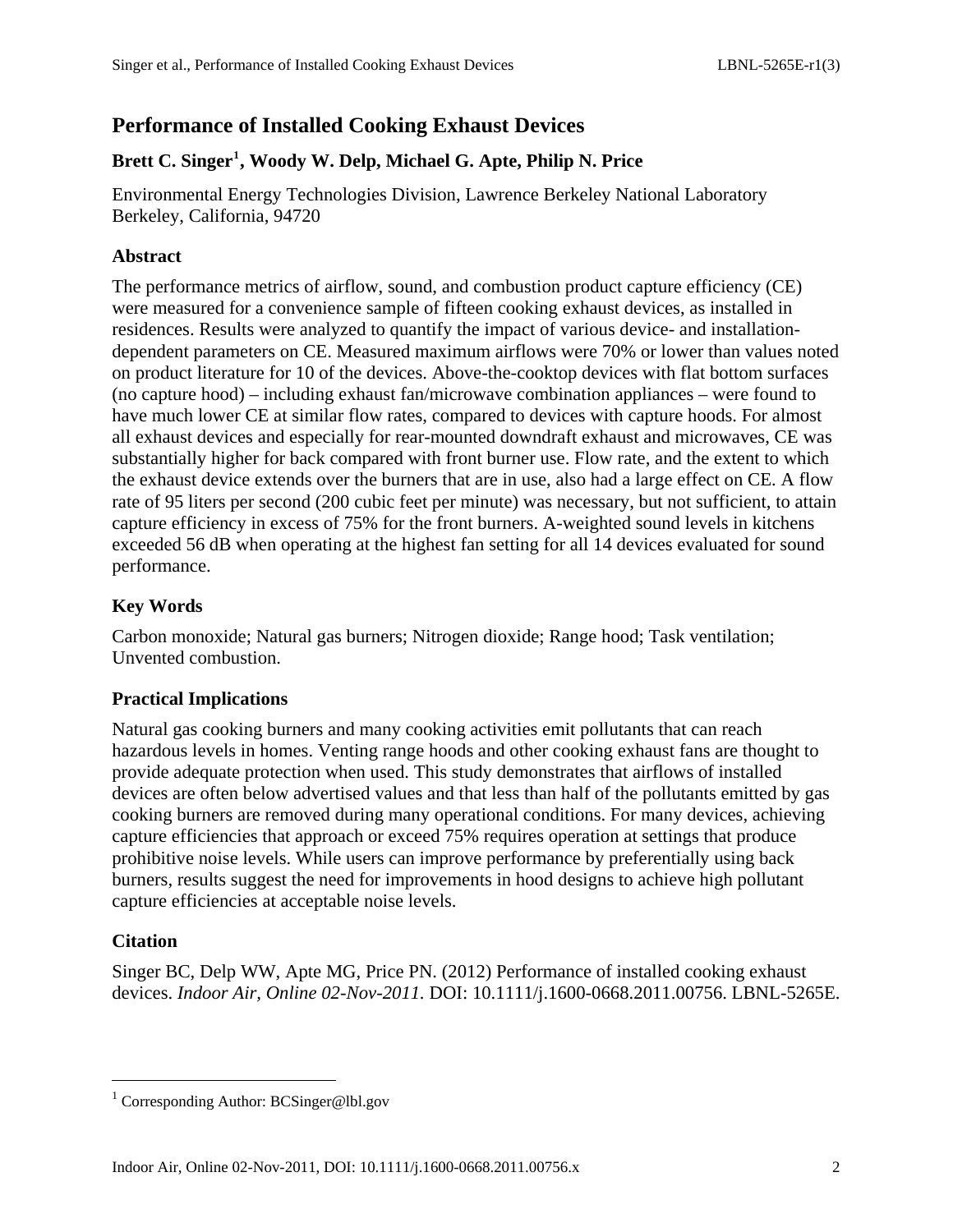# Performance of Installed Cooking Exhaust Devices

**Brett C. Singer[1], Woody W. Delp, Michael G. Apte, Philip N. Price**

Environmental Energy Technologies Division, Lawrence Berkeley National Laboratory
Berkeley, California, 94720

## Abstract

The performance metrics of airflow, sound, and combustion product capture efficiency (CE) were measured for a convenience sample of fifteen cooking exhaust devices, as installed in residences. Results were analyzed to quantify the impact of various device- and installation-dependent parameters on CE. Measured maximum airflows were 70% or lower than values noted on product literature for 10 of the devices. Above-the-cooktop devices with flat bottom surfaces (no capture hood) – including exhaust fan/microwave combination appliances – were found to have much lower CE at similar flow rates, compared to devices with capture hoods. For almost all exhaust devices and especially for rear-mounted downdraft exhaust and microwaves, CE was substantially higher for back compared with front burner use. Flow rate, and the extent to which the exhaust device extends over the burners that are in use, also had a large effect on CE. A flow rate of 95 liters per second (200 cubic feet per minute) was necessary, but not sufficient, to attain capture efficiency in excess of 75% for the front burners. A-weighted sound levels in kitchens exceeded 56 dB when operating at the highest fan setting for all 14 devices evaluated for sound performance.

## Key Words

Carbon monoxide; Natural gas burners; Nitrogen dioxide; Range hood; Task ventilation; Unvented combustion.

## Practical Implications

Natural gas cooking burners and many cooking activities emit pollutants that can reach hazardous levels in homes. Venting range hoods and other cooking exhaust fans are thought to provide adequate protection when used. This study demonstrates that airflows of installed devices are often below advertised values and that less than half of the pollutants emitted by gas cooking burners are removed during many operational conditions. For many devices, achieving capture efficiencies that approach or exceed 75% requires operation at settings that produce prohibitive noise levels. While users can improve performance by preferentially using back burners, results suggest the need for improvements in hood designs to achieve high pollutant capture efficiencies at acceptable noise levels.

## Citation

Singer BC, Delp WW, Apte MG, Price PN. (2012) Performance of installed cooking exhaust devices. *Indoor Air, Online 02-Nov-2011*. DOI: 10.1111/j.1600-0668.2011.00756. LBNL-5265E.

---

[1] Corresponding Author: BCSinger@lbl.gov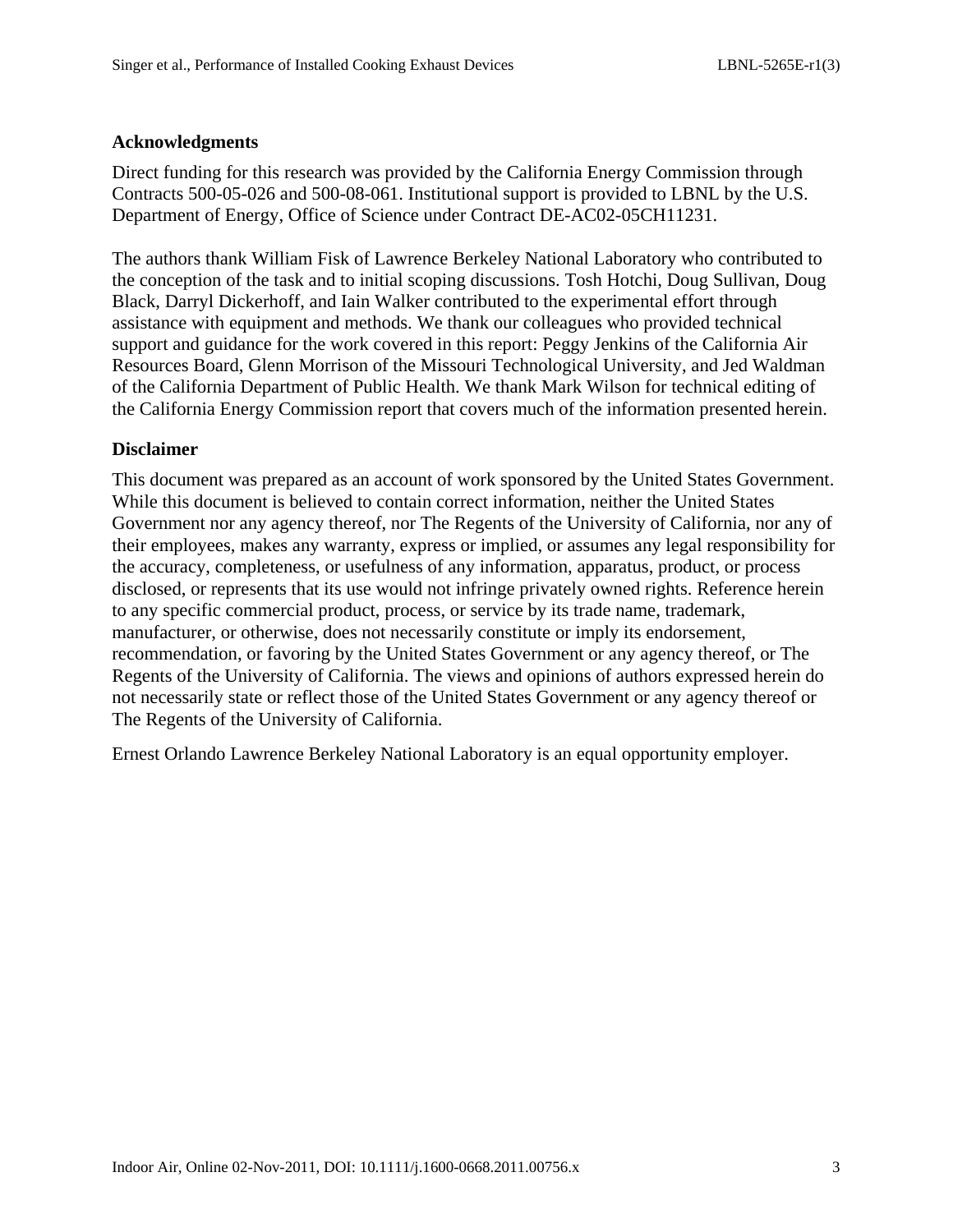## Acknowledgments

Direct funding for this research was provided by the California Energy Commission through Contracts 500-05-026 and 500-08-061. Institutional support is provided to LBNL by the U.S. Department of Energy, Office of Science under Contract DE-AC02-05CH11231.

The authors thank William Fisk of Lawrence Berkeley National Laboratory who contributed to the conception of the task and to initial scoping discussions. Tosh Hotchi, Doug Sullivan, Doug Black, Darryl Dickerhoff, and Iain Walker contributed to the experimental effort through assistance with equipment and methods. We thank our colleagues who provided technical support and guidance for the work covered in this report: Peggy Jenkins of the California Air Resources Board, Glenn Morrison of the Missouri Technological University, and Jed Waldman of the California Department of Public Health. We thank Mark Wilson for technical editing of the California Energy Commission report that covers much of the information presented herein.

## Disclaimer

This document was prepared as an account of work sponsored by the United States Government. While this document is believed to contain correct information, neither the United States Government nor any agency thereof, nor The Regents of the University of California, nor any of their employees, makes any warranty, express or implied, or assumes any legal responsibility for the accuracy, completeness, or usefulness of any information, apparatus, product, or process disclosed, or represents that its use would not infringe privately owned rights. Reference herein to any specific commercial product, process, or service by its trade name, trademark, manufacturer, or otherwise, does not necessarily constitute or imply its endorsement, recommendation, or favoring by the United States Government or any agency thereof, or The Regents of the University of California. The views and opinions of authors expressed herein do not necessarily state or reflect those of the United States Government or any agency thereof or The Regents of the University of California.

Ernest Orlando Lawrence Berkeley National Laboratory is an equal opportunity employer.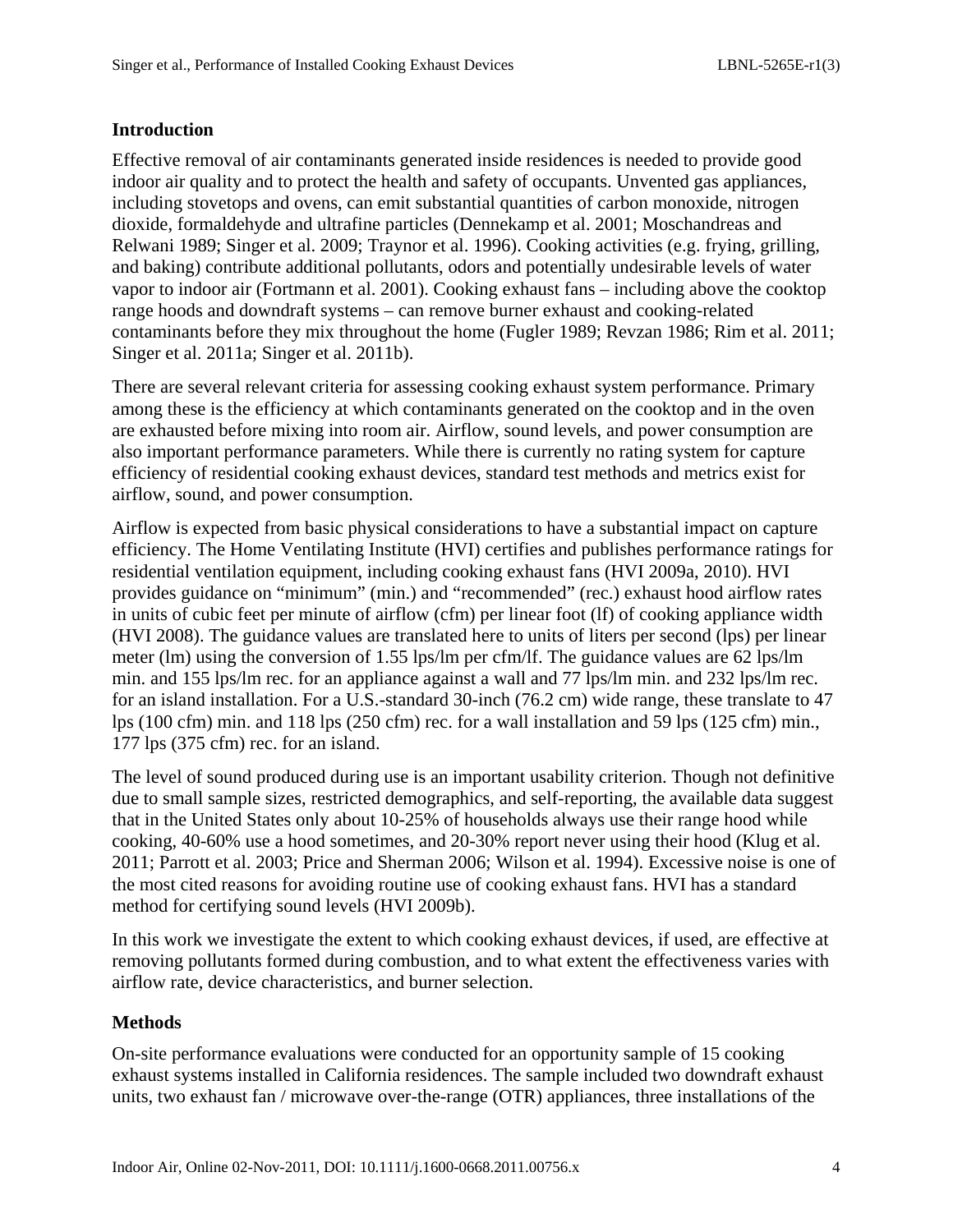## Introduction

Effective removal of air contaminants generated inside residences is needed to provide good indoor air quality and to protect the health and safety of occupants. Unvented gas appliances, including stovetops and ovens, can emit substantial quantities of carbon monoxide, nitrogen dioxide, formaldehyde and ultrafine particles (Dennekamp et al. 2001; Moschandreas and Relwani 1989; Singer et al. 2009; Traynor et al. 1996). Cooking activities (e.g. frying, grilling, and baking) contribute additional pollutants, odors and potentially undesirable levels of water vapor to indoor air (Fortmann et al. 2001). Cooking exhaust fans – including above the cooktop range hoods and downdraft systems – can remove burner exhaust and cooking-related contaminants before they mix throughout the home (Fugler 1989; Revzan 1986; Rim et al. 2011; Singer et al. 2011a; Singer et al. 2011b).

There are several relevant criteria for assessing cooking exhaust system performance. Primary among these is the efficiency at which contaminants generated on the cooktop and in the oven are exhausted before mixing into room air. Airflow, sound levels, and power consumption are also important performance parameters. While there is currently no rating system for capture efficiency of residential cooking exhaust devices, standard test methods and metrics exist for airflow, sound, and power consumption.

Airflow is expected from basic physical considerations to have a substantial impact on capture efficiency. The Home Ventilating Institute (HVI) certifies and publishes performance ratings for residential ventilation equipment, including cooking exhaust fans (HVI 2009a, 2010). HVI provides guidance on "minimum" (min.) and "recommended" (rec.) exhaust hood airflow rates in units of cubic feet per minute of airflow (cfm) per linear foot (lf) of cooking appliance width (HVI 2008). The guidance values are translated here to units of liters per second (lps) per linear meter (lm) using the conversion of 1.55 lps/lm per cfm/lf. The guidance values are 62 lps/lm min. and 155 lps/lm rec. for an appliance against a wall and 77 lps/lm min. and 232 lps/lm rec. for an island installation. For a U.S.-standard 30-inch (76.2 cm) wide range, these translate to 47 lps (100 cfm) min. and 118 lps (250 cfm) rec. for a wall installation and 59 lps (125 cfm) min., 177 lps (375 cfm) rec. for an island.

The level of sound produced during use is an important usability criterion. Though not definitive due to small sample sizes, restricted demographics, and self-reporting, the available data suggest that in the United States only about 10-25% of households always use their range hood while cooking, 40-60% use a hood sometimes, and 20-30% report never using their hood (Klug et al. 2011; Parrott et al. 2003; Price and Sherman 2006; Wilson et al. 1994). Excessive noise is one of the most cited reasons for avoiding routine use of cooking exhaust fans. HVI has a standard method for certifying sound levels (HVI 2009b).

In this work we investigate the extent to which cooking exhaust devices, if used, are effective at removing pollutants formed during combustion, and to what extent the effectiveness varies with airflow rate, device characteristics, and burner selection.

## Methods

On-site performance evaluations were conducted for an opportunity sample of 15 cooking exhaust systems installed in California residences. The sample included two downdraft exhaust units, two exhaust fan / microwave over-the-range (OTR) appliances, three installations of the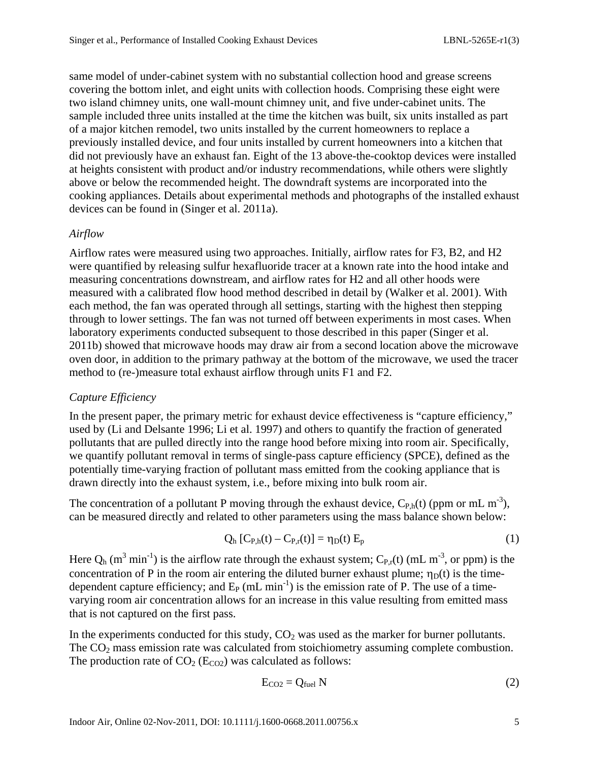same model of under-cabinet system with no substantial collection hood and grease screens covering the bottom inlet, and eight units with collection hoods. Comprising these eight were two island chimney units, one wall-mount chimney unit, and five under-cabinet units. The sample included three units installed at the time the kitchen was built, six units installed as part of a major kitchen remodel, two units installed by the current homeowners to replace a previously installed device, and four units installed by current homeowners into a kitchen that did not previously have an exhaust fan. Eight of the 13 above-the-cooktop devices were installed at heights consistent with product and/or industry recommendations, while others were slightly above or below the recommended height. The downdraft systems are incorporated into the cooking appliances. Details about experimental methods and photographs of the installed exhaust devices can be found in (Singer et al. 2011a).

*Airflow*

Airflow rates were measured using two approaches. Initially, airflow rates for F3, B2, and H2 were quantified by releasing sulfur hexafluoride tracer at a known rate into the hood intake and measuring concentrations downstream, and airflow rates for H2 and all other hoods were measured with a calibrated flow hood method described in detail by (Walker et al. 2001). With each method, the fan was operated through all settings, starting with the highest then stepping through to lower settings. The fan was not turned off between experiments in most cases. When laboratory experiments conducted subsequent to those described in this paper (Singer et al. 2011b) showed that microwave hoods may draw air from a second location above the microwave oven door, in addition to the primary pathway at the bottom of the microwave, we used the tracer method to (re-)measure total exhaust airflow through units F1 and F2.

*Capture Efficiency*

In the present paper, the primary metric for exhaust device effectiveness is "capture efficiency," used by (Li and Delsante 1996; Li et al. 1997) and others to quantify the fraction of generated pollutants that are pulled directly into the range hood before mixing into room air. Specifically, we quantify pollutant removal in terms of single-pass capture efficiency (SPCE), defined as the potentially time-varying fraction of pollutant mass emitted from the cooking appliance that is drawn directly into the exhaust system, i.e., before mixing into bulk room air.

The concentration of a pollutant P moving through the exhaust device, $C_{P,h}(t)$ (ppm or mL m$^{-3}$), can be measured directly and related to other parameters using the mass balance shown below:

$$Q_h \left[C_{P,h}(t) - C_{P,r}(t)\right] = \eta_D(t)\, E_p \tag{1}$$

Here $Q_h$ (m$^3$ min$^{-1}$) is the airflow rate through the exhaust system; $C_{P,r}(t)$ (mL m$^{-3}$, or ppm) is the concentration of P in the room air entering the diluted burner exhaust plume; $\eta_D(t)$ is the time-dependent capture efficiency; and $E_P$ (mL min$^{-1}$) is the emission rate of P. The use of a time-varying room air concentration allows for an increase in this value resulting from emitted mass that is not captured on the first pass.

In the experiments conducted for this study, $CO_2$ was used as the marker for burner pollutants. The $CO_2$ mass emission rate was calculated from stoichiometry assuming complete combustion. The production rate of $CO_2$ ($E_{CO2}$) was calculated as follows:

$$E_{CO2} = Q_{fuel}\, N \tag{2}$$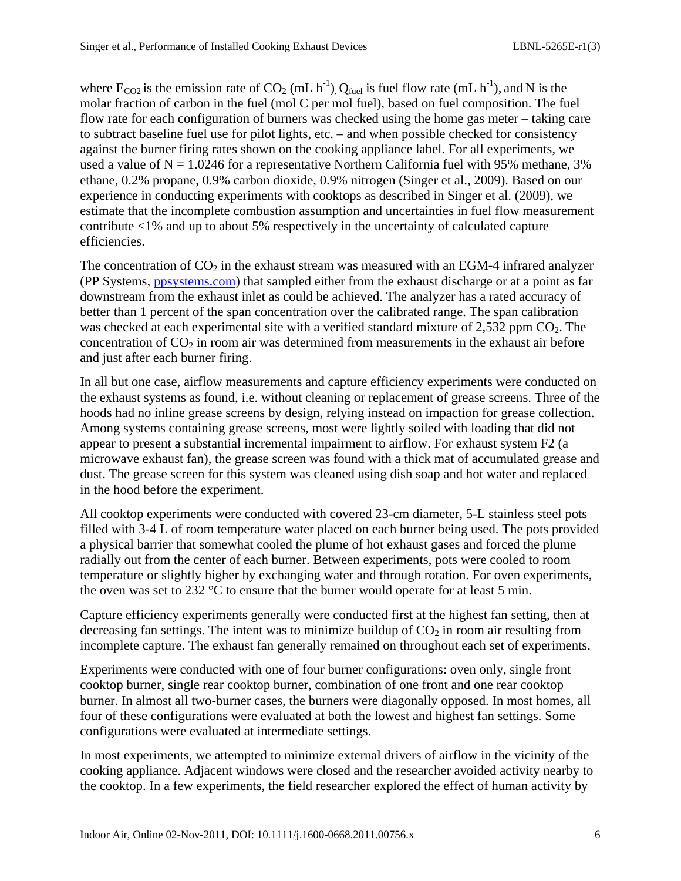where $E_{CO2}$ is the emission rate of $CO_2$ (mL $h^{-1}$), $Q_{fuel}$ is fuel flow rate (mL $h^{-1}$), and N is the molar fraction of carbon in the fuel (mol C per mol fuel), based on fuel composition. The fuel flow rate for each configuration of burners was checked using the home gas meter – taking care to subtract baseline fuel use for pilot lights, etc. – and when possible checked for consistency against the burner firing rates shown on the cooking appliance label. For all experiments, we used a value of N = 1.0246 for a representative Northern California fuel with 95% methane, 3% ethane, 0.2% propane, 0.9% carbon dioxide, 0.9% nitrogen (Singer et al., 2009). Based on our experience in conducting experiments with cooktops as described in Singer et al. (2009), we estimate that the incomplete combustion assumption and uncertainties in fuel flow measurement contribute <1% and up to about 5% respectively in the uncertainty of calculated capture efficiencies.

The concentration of $CO_2$ in the exhaust stream was measured with an EGM-4 infrared analyzer (PP Systems, ppsystems.com) that sampled either from the exhaust discharge or at a point as far downstream from the exhaust inlet as could be achieved. The analyzer has a rated accuracy of better than 1 percent of the span concentration over the calibrated range. The span calibration was checked at each experimental site with a verified standard mixture of 2,532 ppm $CO_2$. The concentration of $CO_2$ in room air was determined from measurements in the exhaust air before and just after each burner firing.

In all but one case, airflow measurements and capture efficiency experiments were conducted on the exhaust systems as found, i.e. without cleaning or replacement of grease screens. Three of the hoods had no inline grease screens by design, relying instead on impaction for grease collection. Among systems containing grease screens, most were lightly soiled with loading that did not appear to present a substantial incremental impairment to airflow. For exhaust system F2 (a microwave exhaust fan), the grease screen was found with a thick mat of accumulated grease and dust. The grease screen for this system was cleaned using dish soap and hot water and replaced in the hood before the experiment.

All cooktop experiments were conducted with covered 23-cm diameter, 5-L stainless steel pots filled with 3-4 L of room temperature water placed on each burner being used. The pots provided a physical barrier that somewhat cooled the plume of hot exhaust gases and forced the plume radially out from the center of each burner. Between experiments, pots were cooled to room temperature or slightly higher by exchanging water and through rotation. For oven experiments, the oven was set to 232 °C to ensure that the burner would operate for at least 5 min.

Capture efficiency experiments generally were conducted first at the highest fan setting, then at decreasing fan settings. The intent was to minimize buildup of $CO_2$ in room air resulting from incomplete capture. The exhaust fan generally remained on throughout each set of experiments.

Experiments were conducted with one of four burner configurations: oven only, single front cooktop burner, single rear cooktop burner, combination of one front and one rear cooktop burner. In almost all two-burner cases, the burners were diagonally opposed. In most homes, all four of these configurations were evaluated at both the lowest and highest fan settings. Some configurations were evaluated at intermediate settings.

In most experiments, we attempted to minimize external drivers of airflow in the vicinity of the cooking appliance. Adjacent windows were closed and the researcher avoided activity nearby to the cooktop. In a few experiments, the field researcher explored the effect of human activity by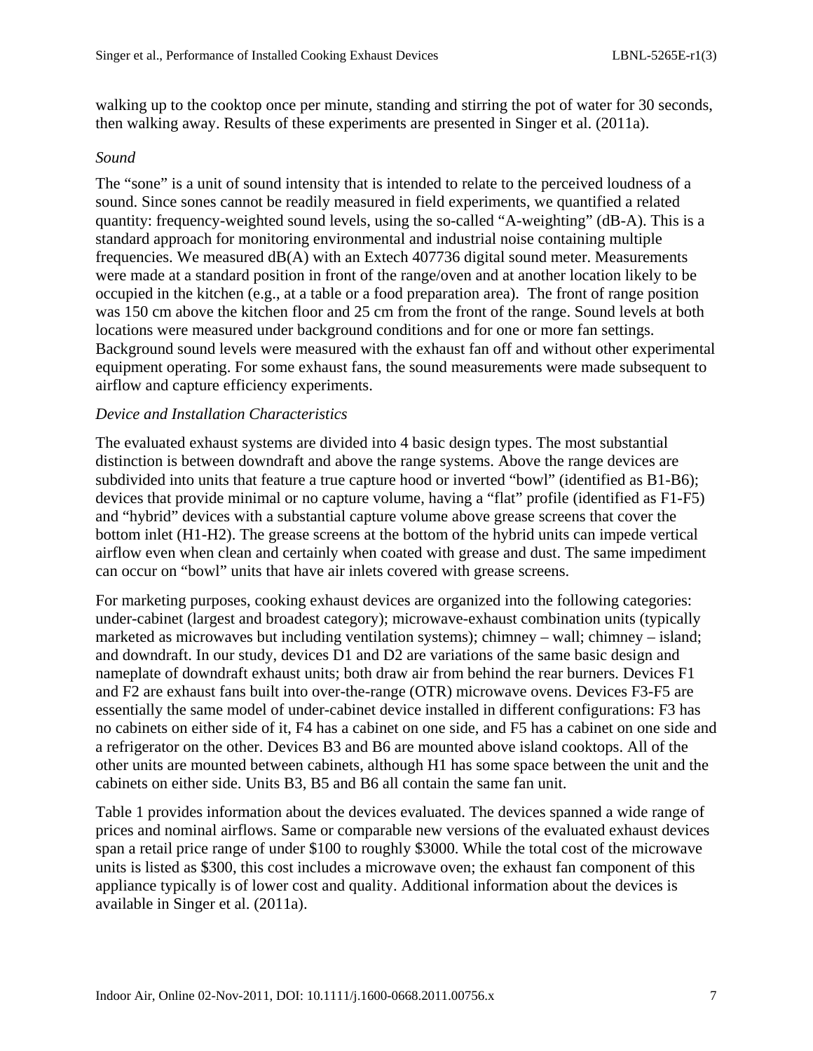walking up to the cooktop once per minute, standing and stirring the pot of water for 30 seconds, then walking away. Results of these experiments are presented in Singer et al. (2011a).

*Sound*

The "sone" is a unit of sound intensity that is intended to relate to the perceived loudness of a sound. Since sones cannot be readily measured in field experiments, we quantified a related quantity: frequency-weighted sound levels, using the so-called "A-weighting" (dB-A). This is a standard approach for monitoring environmental and industrial noise containing multiple frequencies. We measured dB(A) with an Extech 407736 digital sound meter. Measurements were made at a standard position in front of the range/oven and at another location likely to be occupied in the kitchen (e.g., at a table or a food preparation area). The front of range position was 150 cm above the kitchen floor and 25 cm from the front of the range. Sound levels at both locations were measured under background conditions and for one or more fan settings. Background sound levels were measured with the exhaust fan off and without other experimental equipment operating. For some exhaust fans, the sound measurements were made subsequent to airflow and capture efficiency experiments.

*Device and Installation Characteristics*

The evaluated exhaust systems are divided into 4 basic design types. The most substantial distinction is between downdraft and above the range systems. Above the range devices are subdivided into units that feature a true capture hood or inverted "bowl" (identified as B1-B6); devices that provide minimal or no capture volume, having a "flat" profile (identified as F1-F5) and "hybrid" devices with a substantial capture volume above grease screens that cover the bottom inlet (H1-H2). The grease screens at the bottom of the hybrid units can impede vertical airflow even when clean and certainly when coated with grease and dust. The same impediment can occur on "bowl" units that have air inlets covered with grease screens.

For marketing purposes, cooking exhaust devices are organized into the following categories: under-cabinet (largest and broadest category); microwave-exhaust combination units (typically marketed as microwaves but including ventilation systems); chimney – wall; chimney – island; and downdraft. In our study, devices D1 and D2 are variations of the same basic design and nameplate of downdraft exhaust units; both draw air from behind the rear burners. Devices F1 and F2 are exhaust fans built into over-the-range (OTR) microwave ovens. Devices F3-F5 are essentially the same model of under-cabinet device installed in different configurations: F3 has no cabinets on either side of it, F4 has a cabinet on one side, and F5 has a cabinet on one side and a refrigerator on the other. Devices B3 and B6 are mounted above island cooktops. All of the other units are mounted between cabinets, although H1 has some space between the unit and the cabinets on either side. Units B3, B5 and B6 all contain the same fan unit.

Table 1 provides information about the devices evaluated. The devices spanned a wide range of prices and nominal airflows. Same or comparable new versions of the evaluated exhaust devices span a retail price range of under $100 to roughly $3000. While the total cost of the microwave units is listed as $300, this cost includes a microwave oven; the exhaust fan component of this appliance typically is of lower cost and quality. Additional information about the devices is available in Singer et al. (2011a).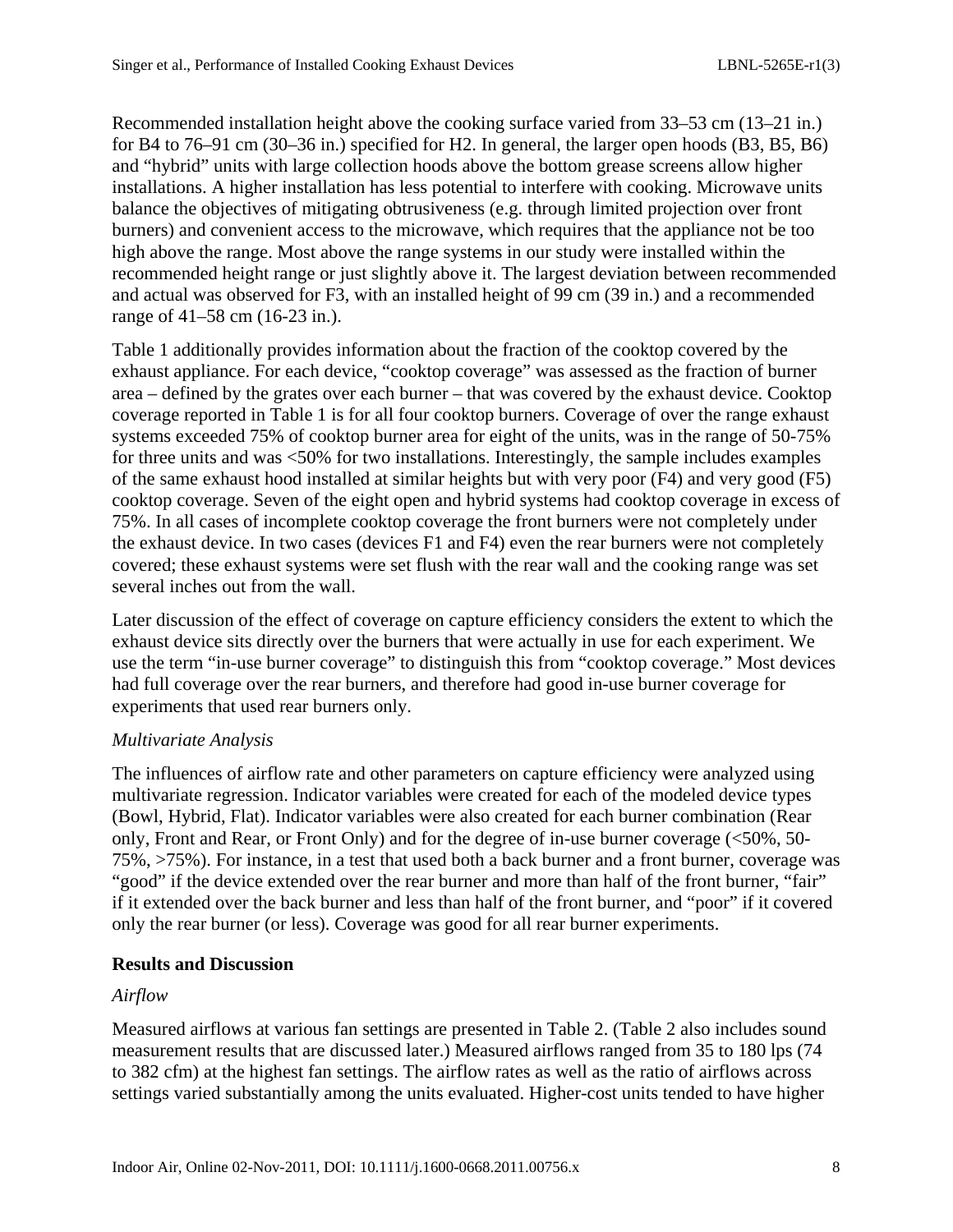Recommended installation height above the cooking surface varied from 33–53 cm (13–21 in.) for B4 to 76–91 cm (30–36 in.) specified for H2. In general, the larger open hoods (B3, B5, B6) and "hybrid" units with large collection hoods above the bottom grease screens allow higher installations. A higher installation has less potential to interfere with cooking. Microwave units balance the objectives of mitigating obtrusiveness (e.g. through limited projection over front burners) and convenient access to the microwave, which requires that the appliance not be too high above the range. Most above the range systems in our study were installed within the recommended height range or just slightly above it. The largest deviation between recommended and actual was observed for F3, with an installed height of 99 cm (39 in.) and a recommended range of 41–58 cm (16-23 in.).

Table 1 additionally provides information about the fraction of the cooktop covered by the exhaust appliance. For each device, "cooktop coverage" was assessed as the fraction of burner area – defined by the grates over each burner – that was covered by the exhaust device. Cooktop coverage reported in Table 1 is for all four cooktop burners. Coverage of over the range exhaust systems exceeded 75% of cooktop burner area for eight of the units, was in the range of 50-75% for three units and was <50% for two installations. Interestingly, the sample includes examples of the same exhaust hood installed at similar heights but with very poor (F4) and very good (F5) cooktop coverage. Seven of the eight open and hybrid systems had cooktop coverage in excess of 75%. In all cases of incomplete cooktop coverage the front burners were not completely under the exhaust device. In two cases (devices F1 and F4) even the rear burners were not completely covered; these exhaust systems were set flush with the rear wall and the cooking range was set several inches out from the wall.

Later discussion of the effect of coverage on capture efficiency considers the extent to which the exhaust device sits directly over the burners that were actually in use for each experiment. We use the term "in-use burner coverage" to distinguish this from "cooktop coverage." Most devices had full coverage over the rear burners, and therefore had good in-use burner coverage for experiments that used rear burners only.

*Multivariate Analysis*

The influences of airflow rate and other parameters on capture efficiency were analyzed using multivariate regression. Indicator variables were created for each of the modeled device types (Bowl, Hybrid, Flat). Indicator variables were also created for each burner combination (Rear only, Front and Rear, or Front Only) and for the degree of in-use burner coverage (<50%, 50-75%, >75%). For instance, in a test that used both a back burner and a front burner, coverage was "good" if the device extended over the rear burner and more than half of the front burner, "fair" if it extended over the back burner and less than half of the front burner, and "poor" if it covered only the rear burner (or less). Coverage was good for all rear burner experiments.

## Results and Discussion

*Airflow*

Measured airflows at various fan settings are presented in Table 2. (Table 2 also includes sound measurement results that are discussed later.) Measured airflows ranged from 35 to 180 lps (74 to 382 cfm) at the highest fan settings. The airflow rates as well as the ratio of airflows across settings varied substantially among the units evaluated. Higher-cost units tended to have higher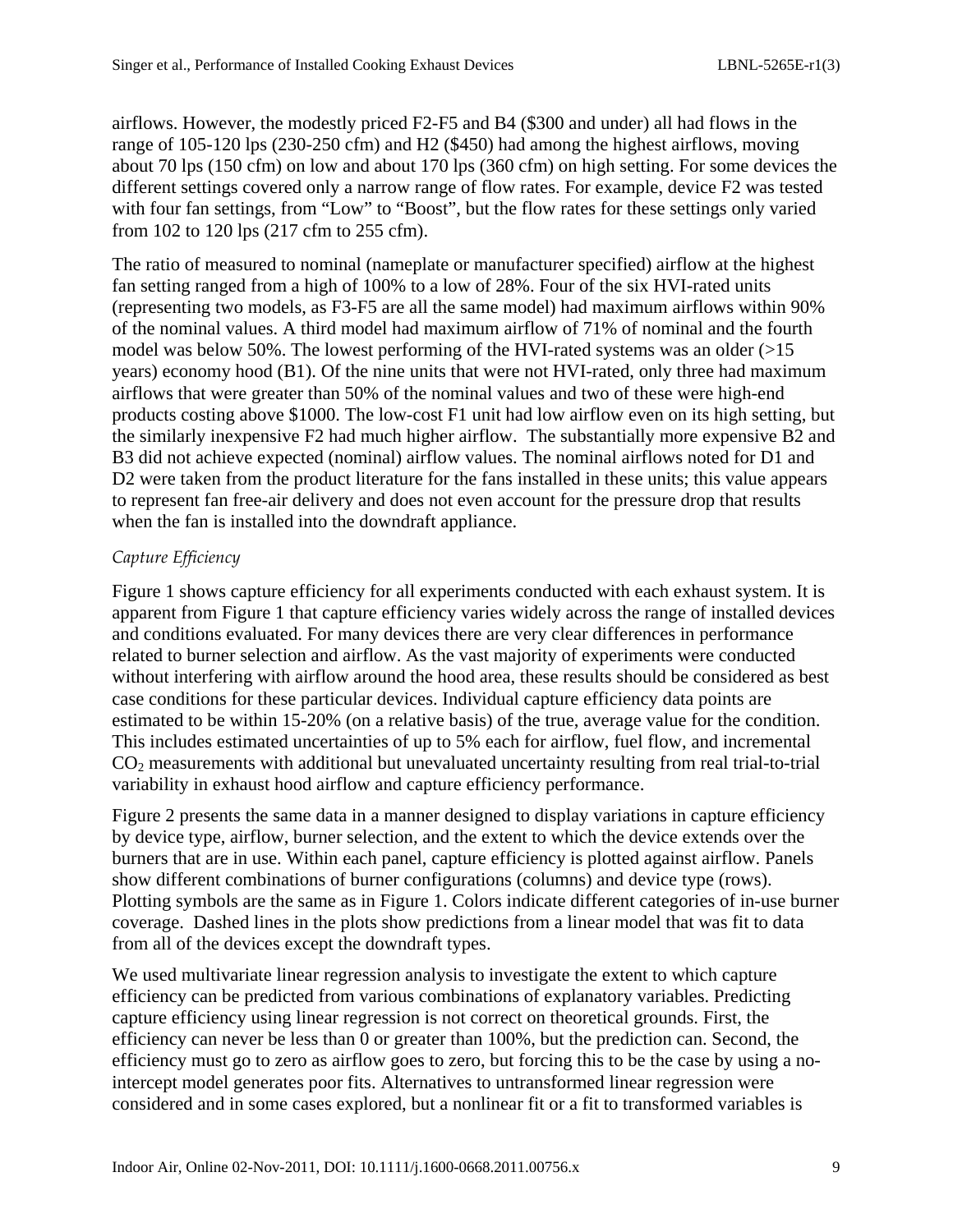airflows. However, the modestly priced F2-F5 and B4 ($300 and under) all had flows in the range of 105-120 lps (230-250 cfm) and H2 ($450) had among the highest airflows, moving about 70 lps (150 cfm) on low and about 170 lps (360 cfm) on high setting. For some devices the different settings covered only a narrow range of flow rates. For example, device F2 was tested with four fan settings, from "Low" to "Boost", but the flow rates for these settings only varied from 102 to 120 lps (217 cfm to 255 cfm).

The ratio of measured to nominal (nameplate or manufacturer specified) airflow at the highest fan setting ranged from a high of 100% to a low of 28%. Four of the six HVI-rated units (representing two models, as F3-F5 are all the same model) had maximum airflows within 90% of the nominal values. A third model had maximum airflow of 71% of nominal and the fourth model was below 50%. The lowest performing of the HVI-rated systems was an older (>15 years) economy hood (B1). Of the nine units that were not HVI-rated, only three had maximum airflows that were greater than 50% of the nominal values and two of these were high-end products costing above $1000. The low-cost F1 unit had low airflow even on its high setting, but the similarly inexpensive F2 had much higher airflow. The substantially more expensive B2 and B3 did not achieve expected (nominal) airflow values. The nominal airflows noted for D1 and D2 were taken from the product literature for the fans installed in these units; this value appears to represent fan free-air delivery and does not even account for the pressure drop that results when the fan is installed into the downdraft appliance.

*Capture Efficiency*

Figure 1 shows capture efficiency for all experiments conducted with each exhaust system. It is apparent from Figure 1 that capture efficiency varies widely across the range of installed devices and conditions evaluated. For many devices there are very clear differences in performance related to burner selection and airflow. As the vast majority of experiments were conducted without interfering with airflow around the hood area, these results should be considered as best case conditions for these particular devices. Individual capture efficiency data points are estimated to be within 15-20% (on a relative basis) of the true, average value for the condition. This includes estimated uncertainties of up to 5% each for airflow, fuel flow, and incremental $CO_2$ measurements with additional but unevaluated uncertainty resulting from real trial-to-trial variability in exhaust hood airflow and capture efficiency performance.

Figure 2 presents the same data in a manner designed to display variations in capture efficiency by device type, airflow, burner selection, and the extent to which the device extends over the burners that are in use. Within each panel, capture efficiency is plotted against airflow. Panels show different combinations of burner configurations (columns) and device type (rows). Plotting symbols are the same as in Figure 1. Colors indicate different categories of in-use burner coverage. Dashed lines in the plots show predictions from a linear model that was fit to data from all of the devices except the downdraft types.

We used multivariate linear regression analysis to investigate the extent to which capture efficiency can be predicted from various combinations of explanatory variables. Predicting capture efficiency using linear regression is not correct on theoretical grounds. First, the efficiency can never be less than 0 or greater than 100%, but the prediction can. Second, the efficiency must go to zero as airflow goes to zero, but forcing this to be the case by using a no-intercept model generates poor fits. Alternatives to untransformed linear regression were considered and in some cases explored, but a nonlinear fit or a fit to transformed variables is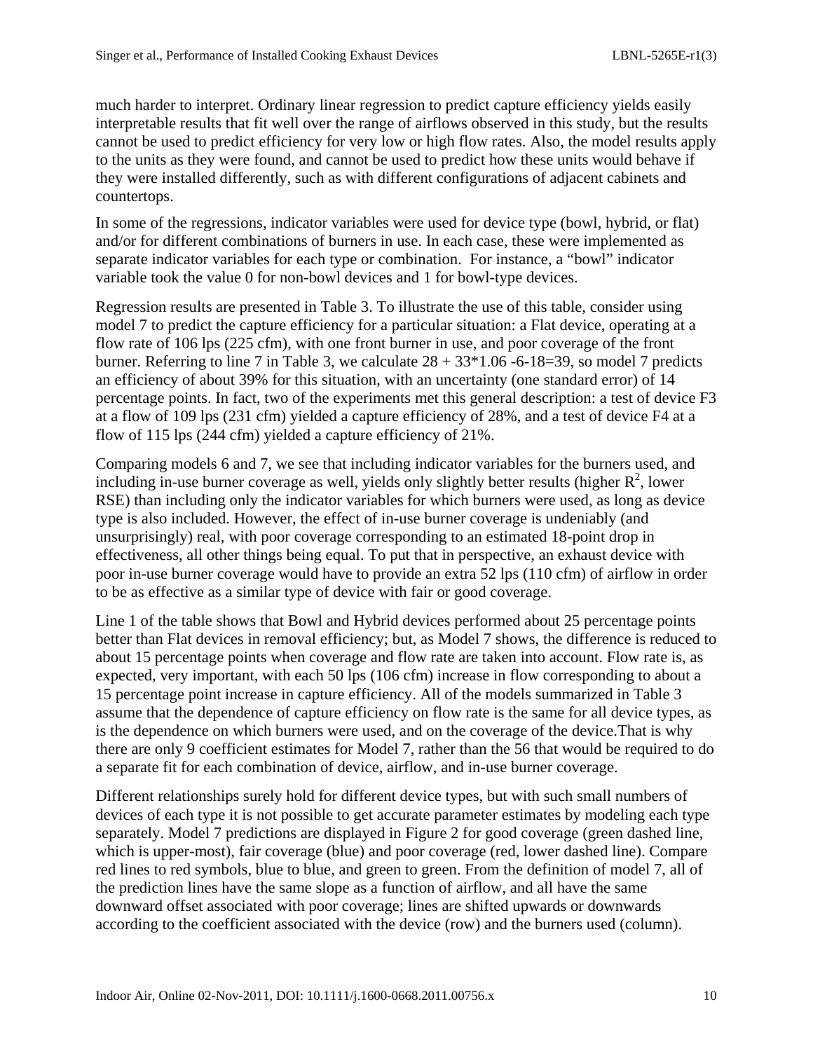much harder to interpret. Ordinary linear regression to predict capture efficiency yields easily interpretable results that fit well over the range of airflows observed in this study, but the results cannot be used to predict efficiency for very low or high flow rates. Also, the model results apply to the units as they were found, and cannot be used to predict how these units would behave if they were installed differently, such as with different configurations of adjacent cabinets and countertops.

In some of the regressions, indicator variables were used for device type (bowl, hybrid, or flat) and/or for different combinations of burners in use. In each case, these were implemented as separate indicator variables for each type or combination. For instance, a "bowl" indicator variable took the value 0 for non-bowl devices and 1 for bowl-type devices.

Regression results are presented in Table 3. To illustrate the use of this table, consider using model 7 to predict the capture efficiency for a particular situation: a Flat device, operating at a flow rate of 106 lps (225 cfm), with one front burner in use, and poor coverage of the front burner. Referring to line 7 in Table 3, we calculate 28 + 33*1.06 -6-18=39, so model 7 predicts an efficiency of about 39% for this situation, with an uncertainty (one standard error) of 14 percentage points. In fact, two of the experiments met this general description: a test of device F3 at a flow of 109 lps (231 cfm) yielded a capture efficiency of 28%, and a test of device F4 at a flow of 115 lps (244 cfm) yielded a capture efficiency of 21%.

Comparing models 6 and 7, we see that including indicator variables for the burners used, and including in-use burner coverage as well, yields only slightly better results (higher $R^2$, lower RSE) than including only the indicator variables for which burners were used, as long as device type is also included. However, the effect of in-use burner coverage is undeniably (and unsurprisingly) real, with poor coverage corresponding to an estimated 18-point drop in effectiveness, all other things being equal. To put that in perspective, an exhaust device with poor in-use burner coverage would have to provide an extra 52 lps (110 cfm) of airflow in order to be as effective as a similar type of device with fair or good coverage.

Line 1 of the table shows that Bowl and Hybrid devices performed about 25 percentage points better than Flat devices in removal efficiency; but, as Model 7 shows, the difference is reduced to about 15 percentage points when coverage and flow rate are taken into account. Flow rate is, as expected, very important, with each 50 lps (106 cfm) increase in flow corresponding to about a 15 percentage point increase in capture efficiency. All of the models summarized in Table 3 assume that the dependence of capture efficiency on flow rate is the same for all device types, as is the dependence on which burners were used, and on the coverage of the device.That is why there are only 9 coefficient estimates for Model 7, rather than the 56 that would be required to do a separate fit for each combination of device, airflow, and in-use burner coverage.

Different relationships surely hold for different device types, but with such small numbers of devices of each type it is not possible to get accurate parameter estimates by modeling each type separately. Model 7 predictions are displayed in Figure 2 for good coverage (green dashed line, which is upper-most), fair coverage (blue) and poor coverage (red, lower dashed line). Compare red lines to red symbols, blue to blue, and green to green. From the definition of model 7, all of the prediction lines have the same slope as a function of airflow, and all have the same downward offset associated with poor coverage; lines are shifted upwards or downwards according to the coefficient associated with the device (row) and the burners used (column).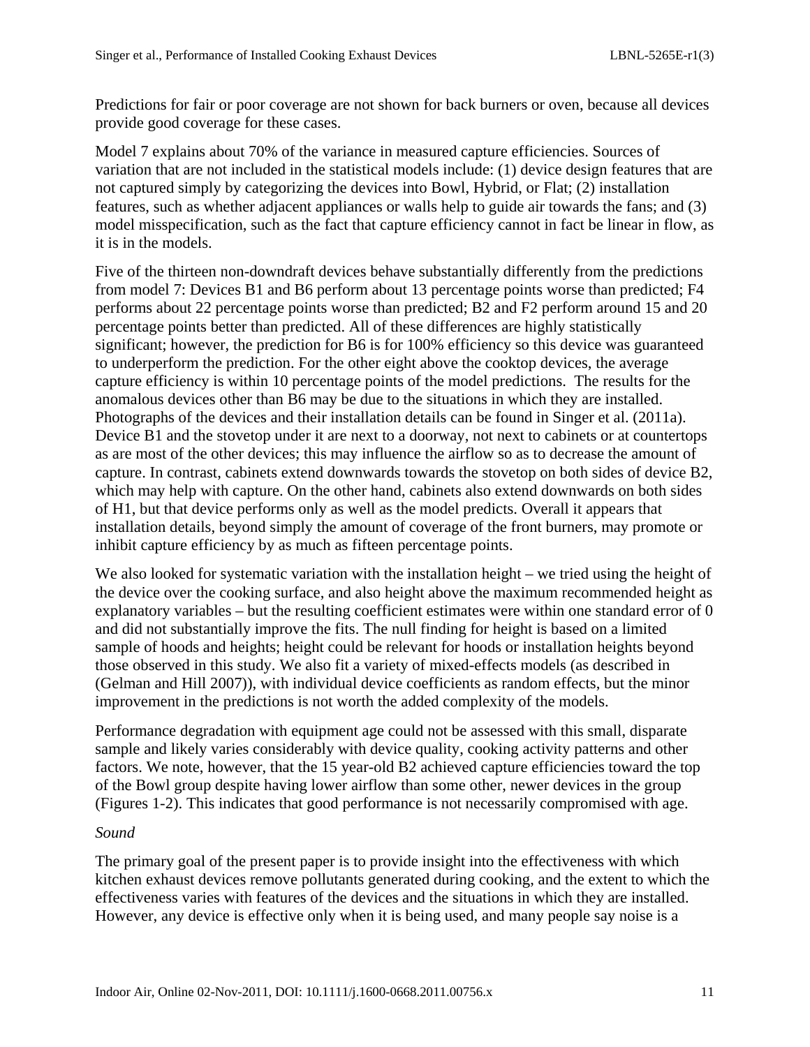Predictions for fair or poor coverage are not shown for back burners or oven, because all devices provide good coverage for these cases.

Model 7 explains about 70% of the variance in measured capture efficiencies. Sources of variation that are not included in the statistical models include: (1) device design features that are not captured simply by categorizing the devices into Bowl, Hybrid, or Flat; (2) installation features, such as whether adjacent appliances or walls help to guide air towards the fans; and (3) model misspecification, such as the fact that capture efficiency cannot in fact be linear in flow, as it is in the models.

Five of the thirteen non-downdraft devices behave substantially differently from the predictions from model 7: Devices B1 and B6 perform about 13 percentage points worse than predicted; F4 performs about 22 percentage points worse than predicted; B2 and F2 perform around 15 and 20 percentage points better than predicted. All of these differences are highly statistically significant; however, the prediction for B6 is for 100% efficiency so this device was guaranteed to underperform the prediction. For the other eight above the cooktop devices, the average capture efficiency is within 10 percentage points of the model predictions. The results for the anomalous devices other than B6 may be due to the situations in which they are installed. Photographs of the devices and their installation details can be found in Singer et al. (2011a). Device B1 and the stovetop under it are next to a doorway, not next to cabinets or at countertops as are most of the other devices; this may influence the airflow so as to decrease the amount of capture. In contrast, cabinets extend downwards towards the stovetop on both sides of device B2, which may help with capture. On the other hand, cabinets also extend downwards on both sides of H1, but that device performs only as well as the model predicts. Overall it appears that installation details, beyond simply the amount of coverage of the front burners, may promote or inhibit capture efficiency by as much as fifteen percentage points.

We also looked for systematic variation with the installation height – we tried using the height of the device over the cooking surface, and also height above the maximum recommended height as explanatory variables – but the resulting coefficient estimates were within one standard error of 0 and did not substantially improve the fits. The null finding for height is based on a limited sample of hoods and heights; height could be relevant for hoods or installation heights beyond those observed in this study. We also fit a variety of mixed-effects models (as described in (Gelman and Hill 2007)), with individual device coefficients as random effects, but the minor improvement in the predictions is not worth the added complexity of the models.

Performance degradation with equipment age could not be assessed with this small, disparate sample and likely varies considerably with device quality, cooking activity patterns and other factors. We note, however, that the 15 year-old B2 achieved capture efficiencies toward the top of the Bowl group despite having lower airflow than some other, newer devices in the group (Figures 1-2). This indicates that good performance is not necessarily compromised with age.

*Sound*

The primary goal of the present paper is to provide insight into the effectiveness with which kitchen exhaust devices remove pollutants generated during cooking, and the extent to which the effectiveness varies with features of the devices and the situations in which they are installed. However, any device is effective only when it is being used, and many people say noise is a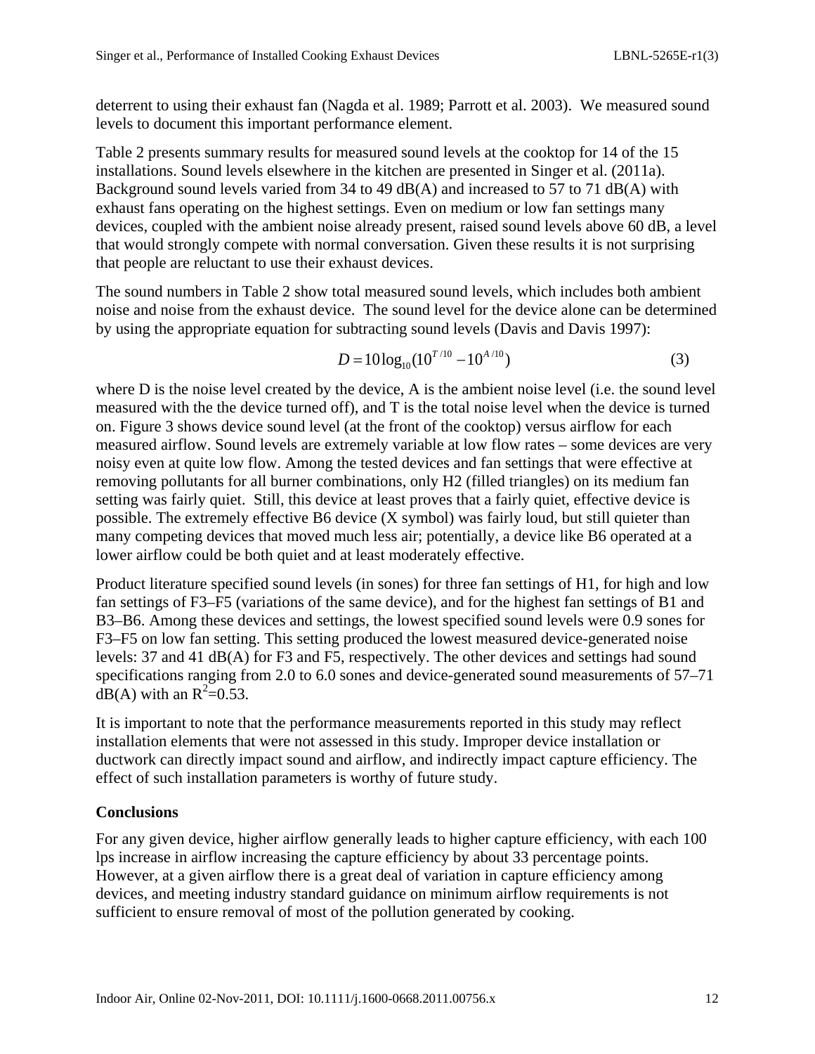deterrent to using their exhaust fan (Nagda et al. 1989; Parrott et al. 2003). We measured sound levels to document this important performance element.

Table 2 presents summary results for measured sound levels at the cooktop for 14 of the 15 installations. Sound levels elsewhere in the kitchen are presented in Singer et al. (2011a). Background sound levels varied from 34 to 49 dB(A) and increased to 57 to 71 dB(A) with exhaust fans operating on the highest settings. Even on medium or low fan settings many devices, coupled with the ambient noise already present, raised sound levels above 60 dB, a level that would strongly compete with normal conversation. Given these results it is not surprising that people are reluctant to use their exhaust devices.

The sound numbers in Table 2 show total measured sound levels, which includes both ambient noise and noise from the exhaust device. The sound level for the device alone can be determined by using the appropriate equation for subtracting sound levels (Davis and Davis 1997):

$$D = 10\log_{10}(10^{T/10} - 10^{A/10}) \tag{3}$$

where D is the noise level created by the device, A is the ambient noise level (i.e. the sound level measured with the the device turned off), and T is the total noise level when the device is turned on. Figure 3 shows device sound level (at the front of the cooktop) versus airflow for each measured airflow. Sound levels are extremely variable at low flow rates – some devices are very noisy even at quite low flow. Among the tested devices and fan settings that were effective at removing pollutants for all burner combinations, only H2 (filled triangles) on its medium fan setting was fairly quiet. Still, this device at least proves that a fairly quiet, effective device is possible. The extremely effective B6 device (X symbol) was fairly loud, but still quieter than many competing devices that moved much less air; potentially, a device like B6 operated at a lower airflow could be both quiet and at least moderately effective.

Product literature specified sound levels (in sones) for three fan settings of H1, for high and low fan settings of F3–F5 (variations of the same device), and for the highest fan settings of B1 and B3–B6. Among these devices and settings, the lowest specified sound levels were 0.9 sones for F3–F5 on low fan setting. This setting produced the lowest measured device-generated noise levels: 37 and 41 dB(A) for F3 and F5, respectively. The other devices and settings had sound specifications ranging from 2.0 to 6.0 sones and device-generated sound measurements of 57–71 dB(A) with an $R^2$=0.53.

It is important to note that the performance measurements reported in this study may reflect installation elements that were not assessed in this study. Improper device installation or ductwork can directly impact sound and airflow, and indirectly impact capture efficiency. The effect of such installation parameters is worthy of future study.

## Conclusions

For any given device, higher airflow generally leads to higher capture efficiency, with each 100 lps increase in airflow increasing the capture efficiency by about 33 percentage points. However, at a given airflow there is a great deal of variation in capture efficiency among devices, and meeting industry standard guidance on minimum airflow requirements is not sufficient to ensure removal of most of the pollution generated by cooking.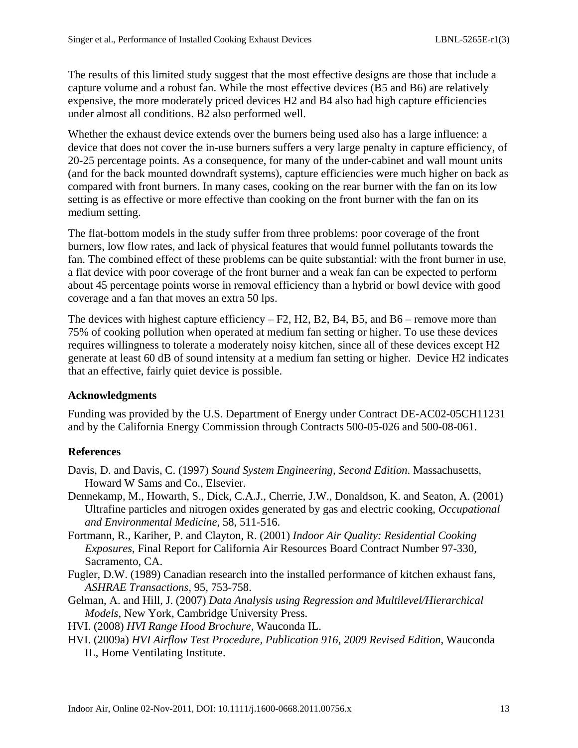The results of this limited study suggest that the most effective designs are those that include a capture volume and a robust fan. While the most effective devices (B5 and B6) are relatively expensive, the more moderately priced devices H2 and B4 also had high capture efficiencies under almost all conditions. B2 also performed well.

Whether the exhaust device extends over the burners being used also has a large influence: a device that does not cover the in-use burners suffers a very large penalty in capture efficiency, of 20-25 percentage points. As a consequence, for many of the under-cabinet and wall mount units (and for the back mounted downdraft systems), capture efficiencies were much higher on back as compared with front burners. In many cases, cooking on the rear burner with the fan on its low setting is as effective or more effective than cooking on the front burner with the fan on its medium setting.

The flat-bottom models in the study suffer from three problems: poor coverage of the front burners, low flow rates, and lack of physical features that would funnel pollutants towards the fan. The combined effect of these problems can be quite substantial: with the front burner in use, a flat device with poor coverage of the front burner and a weak fan can be expected to perform about 45 percentage points worse in removal efficiency than a hybrid or bowl device with good coverage and a fan that moves an extra 50 lps.

The devices with highest capture efficiency – F2, H2, B2, B4, B5, and B6 – remove more than 75% of cooking pollution when operated at medium fan setting or higher. To use these devices requires willingness to tolerate a moderately noisy kitchen, since all of these devices except H2 generate at least 60 dB of sound intensity at a medium fan setting or higher. Device H2 indicates that an effective, fairly quiet device is possible.

## Acknowledgments

Funding was provided by the U.S. Department of Energy under Contract DE-AC02-05CH11231 and by the California Energy Commission through Contracts 500-05-026 and 500-08-061.

## References

Davis, D. and Davis, C. (1997) *Sound System Engineering, Second Edition*. Massachusetts, Howard W Sams and Co., Elsevier.

Dennekamp, M., Howarth, S., Dick, C.A.J., Cherrie, J.W., Donaldson, K. and Seaton, A. (2001) Ultrafine particles and nitrogen oxides generated by gas and electric cooking, *Occupational and Environmental Medicine*, 58, 511-516.

Fortmann, R., Kariher, P. and Clayton, R. (2001) *Indoor Air Quality: Residential Cooking Exposures*, Final Report for California Air Resources Board Contract Number 97-330, Sacramento, CA.

Fugler, D.W. (1989) Canadian research into the installed performance of kitchen exhaust fans, *ASHRAE Transactions*, 95, 753-758.

Gelman, A. and Hill, J. (2007) *Data Analysis using Regression and Multilevel/Hierarchical Models*, New York, Cambridge University Press.

HVI. (2008) *HVI Range Hood Brochure*, Wauconda IL.

HVI. (2009a) *HVI Airflow Test Procedure, Publication 916, 2009 Revised Edition*, Wauconda IL, Home Ventilating Institute.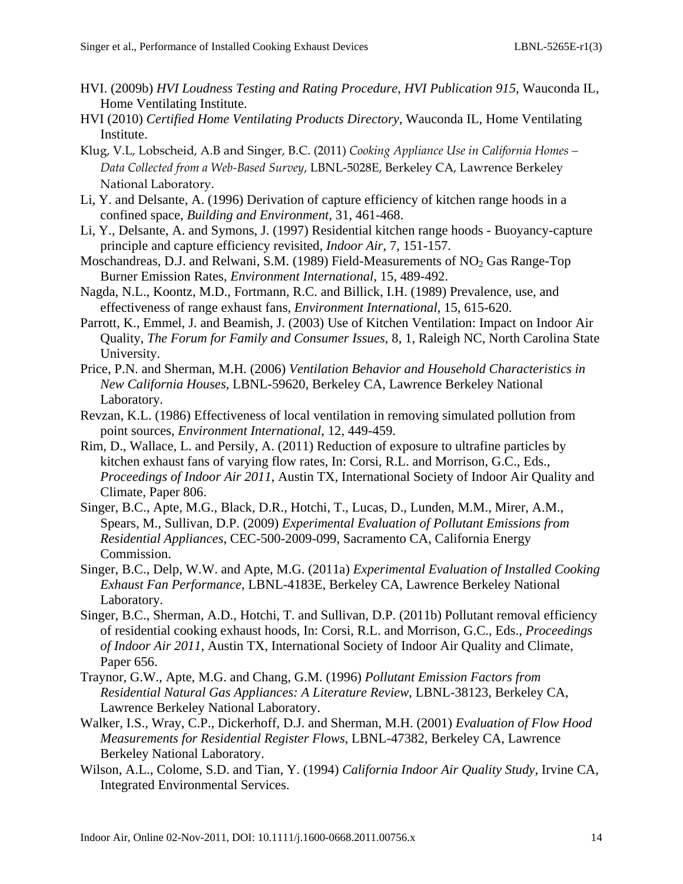HVI. (2009b) *HVI Loudness Testing and Rating Procedure, HVI Publication 915*, Wauconda IL, Home Ventilating Institute.

HVI (2010) *Certified Home Ventilating Products Directory*, Wauconda IL, Home Ventilating Institute.

Klug, V.L, Lobscheid, A.B and Singer, B.C. (2011) *Cooking Appliance Use in California Homes – Data Collected from a Web-Based Survey*, LBNL-5028E, Berkeley CA, Lawrence Berkeley National Laboratory.

Li, Y. and Delsante, A. (1996) Derivation of capture efficiency of kitchen range hoods in a confined space, *Building and Environment*, 31, 461-468.

Li, Y., Delsante, A. and Symons, J. (1997) Residential kitchen range hoods - Buoyancy-capture principle and capture efficiency revisited, *Indoor Air*, 7, 151-157.

Moschandreas, D.J. and Relwani, S.M. (1989) Field-Measurements of $NO_2$ Gas Range-Top Burner Emission Rates, *Environment International*, 15, 489-492.

Nagda, N.L., Koontz, M.D., Fortmann, R.C. and Billick, I.H. (1989) Prevalence, use, and effectiveness of range exhaust fans, *Environment International*, 15, 615-620.

Parrott, K., Emmel, J. and Beamish, J. (2003) Use of Kitchen Ventilation: Impact on Indoor Air Quality, *The Forum for Family and Consumer Issues*, 8, 1, Raleigh NC, North Carolina State University.

Price, P.N. and Sherman, M.H. (2006) *Ventilation Behavior and Household Characteristics in New California Houses*, LBNL-59620, Berkeley CA, Lawrence Berkeley National Laboratory.

Revzan, K.L. (1986) Effectiveness of local ventilation in removing simulated pollution from point sources, *Environment International*, 12, 449-459.

Rim, D., Wallace, L. and Persily, A. (2011) Reduction of exposure to ultrafine particles by kitchen exhaust fans of varying flow rates, In: Corsi, R.L. and Morrison, G.C., Eds., *Proceedings of Indoor Air 2011*, Austin TX, International Society of Indoor Air Quality and Climate, Paper 806.

Singer, B.C., Apte, M.G., Black, D.R., Hotchi, T., Lucas, D., Lunden, M.M., Mirer, A.M., Spears, M., Sullivan, D.P. (2009) *Experimental Evaluation of Pollutant Emissions from Residential Appliances*, CEC-500-2009-099, Sacramento CA, California Energy Commission.

Singer, B.C., Delp, W.W. and Apte, M.G. (2011a) *Experimental Evaluation of Installed Cooking Exhaust Fan Performance*, LBNL-4183E, Berkeley CA, Lawrence Berkeley National Laboratory.

Singer, B.C., Sherman, A.D., Hotchi, T. and Sullivan, D.P. (2011b) Pollutant removal efficiency of residential cooking exhaust hoods, In: Corsi, R.L. and Morrison, G.C., Eds., *Proceedings of Indoor Air 2011*, Austin TX, International Society of Indoor Air Quality and Climate, Paper 656.

Traynor, G.W., Apte, M.G. and Chang, G.M. (1996) *Pollutant Emission Factors from Residential Natural Gas Appliances: A Literature Review*, LBNL-38123, Berkeley CA, Lawrence Berkeley National Laboratory.

Walker, I.S., Wray, C.P., Dickerhoff, D.J. and Sherman, M.H. (2001) *Evaluation of Flow Hood Measurements for Residential Register Flows*, LBNL-47382, Berkeley CA, Lawrence Berkeley National Laboratory.

Wilson, A.L., Colome, S.D. and Tian, Y. (1994) *California Indoor Air Quality Study*, Irvine CA, Integrated Environmental Services.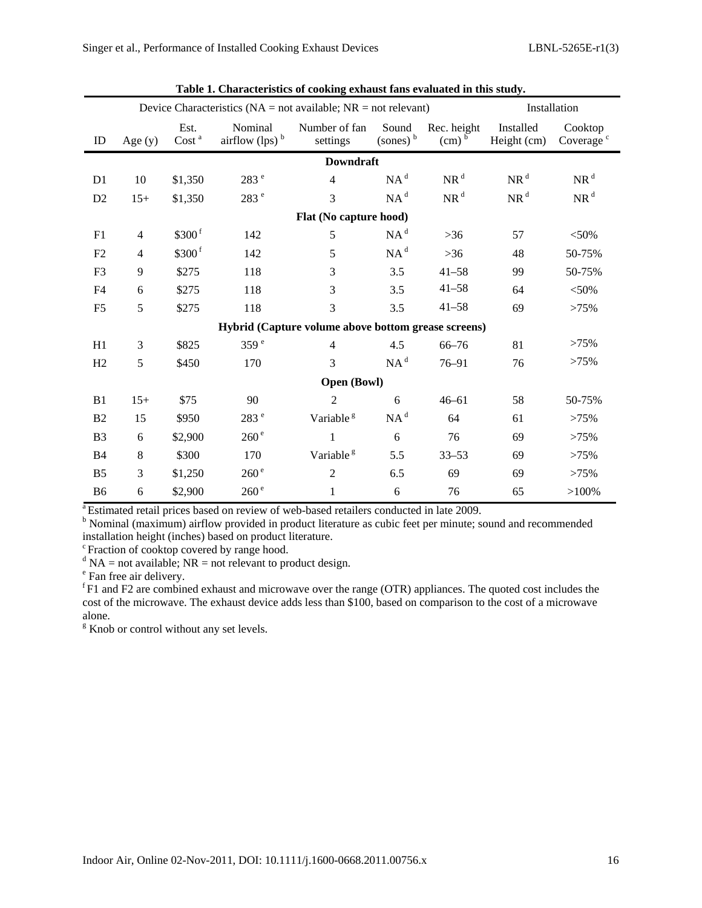**Table 1. Characteristics of cooking exhaust fans evaluated in this study.**

| Device Characteristics (NA = not available; NR = not relevant) | | | | | | | Installation | |
|---|---|---|---|---|---|---|---|---|
| ID | Age (y) | Est. Cost [a] | Nominal airflow (lps) [b] | Number of fan settings | Sound (sones) [b] | Rec. height (cm) [b] | Installed Height (cm) | Cooktop Coverage [c] |
| **Downdraft** | | | | | | | | |
| D1 | 10 | $1,350 | 283 [e] | 4 | NA [d] | NR [d] | NR [d] | NR [d] |
| D2 | 15+ | $1,350 | 283 [e] | 3 | NA [d] | NR [d] | NR [d] | NR [d] |
| **Flat (No capture hood)** | | | | | | | | |
| F1 | 4 | $300 [f] | 142 | 5 | NA [d] | >36 | 57 | <50% |
| F2 | 4 | $300 [f] | 142 | 5 | NA [d] | >36 | 48 | 50-75% |
| F3 | 9 | $275 | 118 | 3 | 3.5 | 41–58 | 99 | 50-75% |
| F4 | 6 | $275 | 118 | 3 | 3.5 | 41–58 | 64 | <50% |
| F5 | 5 | $275 | 118 | 3 | 3.5 | 41–58 | 69 | >75% |
| **Hybrid (Capture volume above bottom grease screens)** | | | | | | | | |
| H1 | 3 | $825 | 359 [e] | 4 | 4.5 | 66–76 | 81 | >75% |
| H2 | 5 | $450 | 170 | 3 | NA [d] | 76–91 | 76 | >75% |
| **Open (Bowl)** | | | | | | | | |
| B1 | 15+ | $75 | 90 | 2 | 6 | 46–61 | 58 | 50-75% |
| B2 | 15 | $950 | 283 [e] | Variable [g] | NA [d] | 64 | 61 | >75% |
| B3 | 6 | $2,900 | 260 [e] | 1 | 6 | 76 | 69 | >75% |
| B4 | 8 | $300 | 170 | Variable [g] | 5.5 | 33–53 | 69 | >75% |
| B5 | 3 | $1,250 | 260 [e] | 2 | 6.5 | 69 | 69 | >75% |
| B6 | 6 | $2,900 | 260 [e] | 1 | 6 | 76 | 65 | >100% |

[a] Estimated retail prices based on review of web-based retailers conducted in late 2009.
[b] Nominal (maximum) airflow provided in product literature as cubic feet per minute; sound and recommended installation height (inches) based on product literature.
[c] Fraction of cooktop covered by range hood.
[d] NA = not available; NR = not relevant to product design.
[e] Fan free air delivery.
[f] F1 and F2 are combined exhaust and microwave over the range (OTR) appliances. The quoted cost includes the cost of the microwave. The exhaust device adds less than $100, based on comparison to the cost of a microwave alone.
[g] Knob or control without any set levels.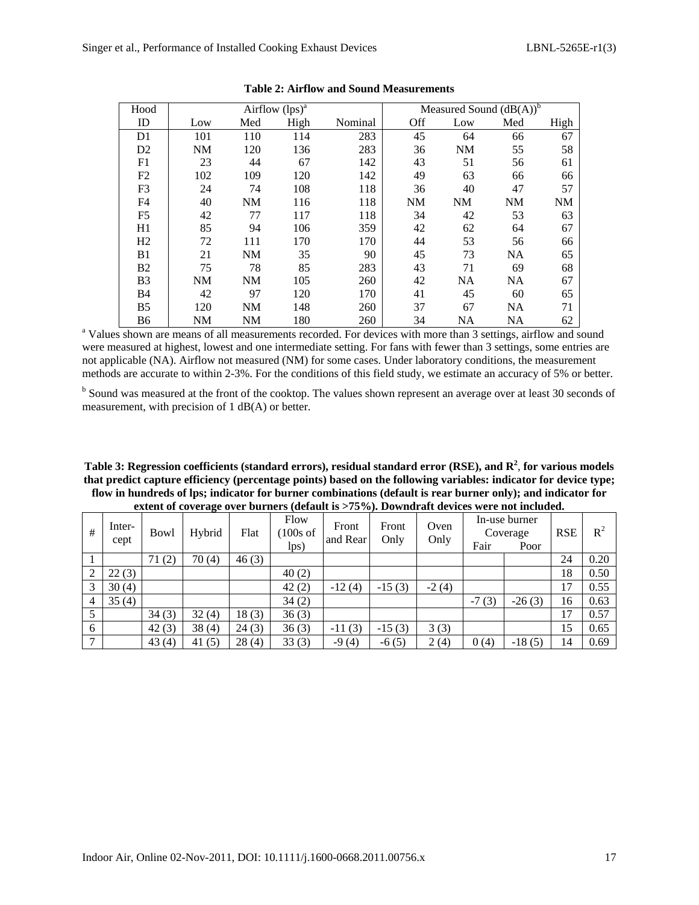**Table 2: Airflow and Sound Measurements**

| Hood | Airflow (lps)[a] | | | | Measured Sound (dB(A))[b] | | | |
|---|---|---|---|---|---|---|---|---|
| ID | Low | Med | High | Nominal | Off | Low | Med | High |
| D1 | 101 | 110 | 114 | 283 | 45 | 64 | 66 | 67 |
| D2 | NM | 120 | 136 | 283 | 36 | NM | 55 | 58 |
| F1 | 23 | 44 | 67 | 142 | 43 | 51 | 56 | 61 |
| F2 | 102 | 109 | 120 | 142 | 49 | 63 | 66 | 66 |
| F3 | 24 | 74 | 108 | 118 | 36 | 40 | 47 | 57 |
| F4 | 40 | NM | 116 | 118 | NM | NM | NM | NM |
| F5 | 42 | 77 | 117 | 118 | 34 | 42 | 53 | 63 |
| H1 | 85 | 94 | 106 | 359 | 42 | 62 | 64 | 67 |
| H2 | 72 | 111 | 170 | 170 | 44 | 53 | 56 | 66 |
| B1 | 21 | NM | 35 | 90 | 45 | 73 | NA | 65 |
| B2 | 75 | 78 | 85 | 283 | 43 | 71 | 69 | 68 |
| B3 | NM | NM | 105 | 260 | 42 | NA | NA | 67 |
| B4 | 42 | 97 | 120 | 170 | 41 | 45 | 60 | 65 |
| B5 | 120 | NM | 148 | 260 | 37 | 67 | NA | 71 |
| B6 | NM | NM | 180 | 260 | 34 | NA | NA | 62 |

[a] Values shown are means of all measurements recorded. For devices with more than 3 settings, airflow and sound were measured at highest, lowest and one intermediate setting. For fans with fewer than 3 settings, some entries are not applicable (NA). Airflow not measured (NM) for some cases. Under laboratory conditions, the measurement methods are accurate to within 2-3%. For the conditions of this field study, we estimate an accuracy of 5% or better.

[b] Sound was measured at the front of the cooktop. The values shown represent an average over at least 30 seconds of measurement, with precision of 1 dB(A) or better.

**Table 3: Regression coefficients (standard errors), residual standard error (RSE), and $R^2$, for various models that predict capture efficiency (percentage points) based on the following variables: indicator for device type; flow in hundreds of lps; indicator for burner combinations (default is rear burner only); and indicator for extent of coverage over burners (default is >75%). Downdraft devices were not included.**

| # | Inter-cept | Bowl | Hybrid | Flat | Flow (100s of lps) | Front and Rear | Front Only | Oven Only | In-use burner Coverage | | RSE | $R^2$ |
|---|---|---|---|---|---|---|---|---|---|---|---|---|
| | | | | | | | | | Fair | Poor | | |
| 1 | | 71 (2) | 70 (4) | 46 (3) | | | | | | | 24 | 0.20 |
| 2 | 22 (3) | | | | 40 (2) | | | | | | 18 | 0.50 |
| 3 | 30 (4) | | | | 42 (2) | -12 (4) | -15 (3) | -2 (4) | | | 17 | 0.55 |
| 4 | 35 (4) | | | | 34 (2) | | | | -7 (3) | -26 (3) | 16 | 0.63 |
| 5 | | 34 (3) | 32 (4) | 18 (3) | 36 (3) | | | | | | 17 | 0.57 |
| 6 | | 42 (3) | 38 (4) | 24 (3) | 36 (3) | -11 (3) | -15 (3) | 3 (3) | | | 15 | 0.65 |
| 7 | | 43 (4) | 41 (5) | 28 (4) | 33 (3) | -9 (4) | -6 (5) | 2 (4) | 0 (4) | -18 (5) | 14 | 0.69 |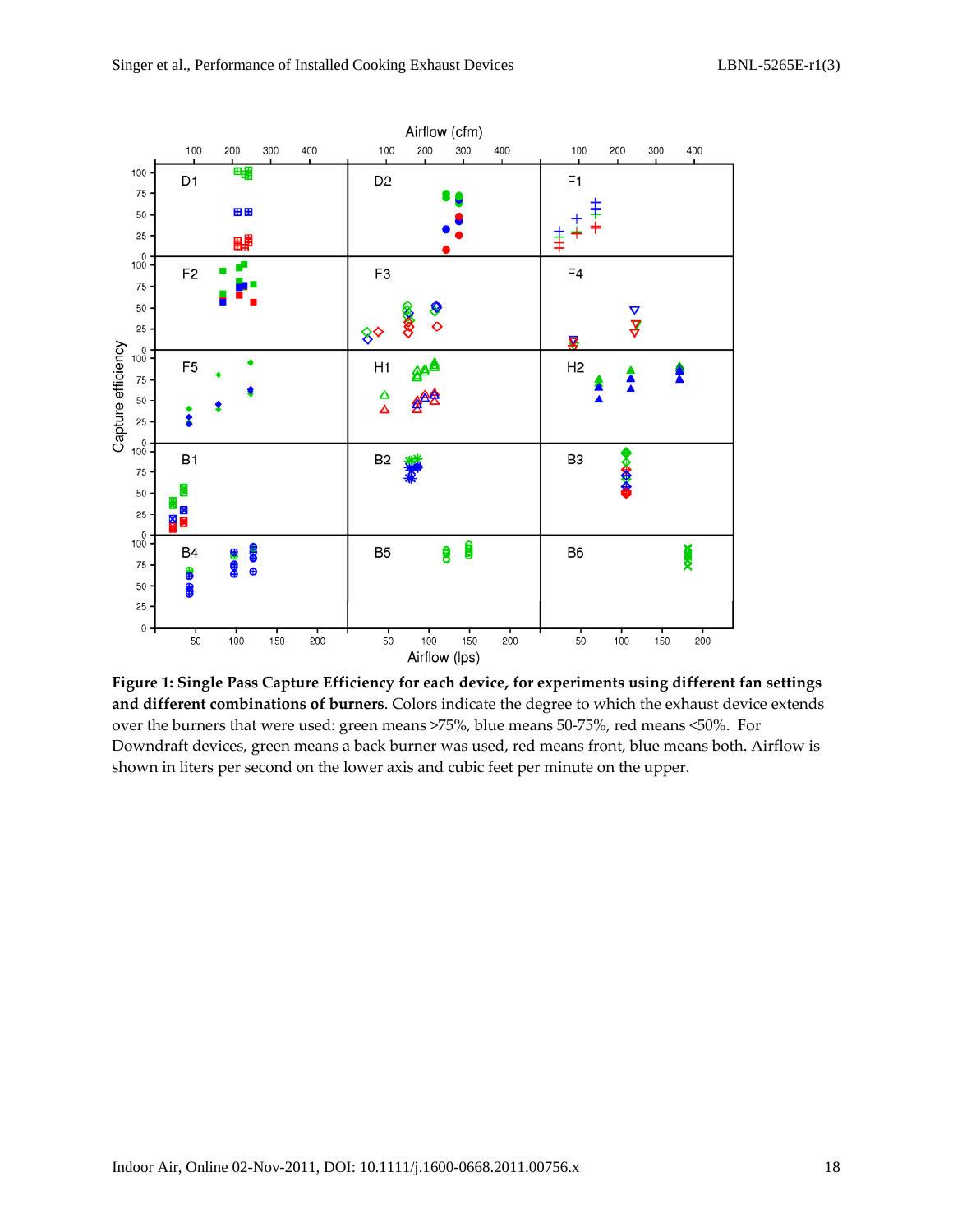**Figure 1: Single Pass Capture Efficiency for each device, for experiments using different fan settings and different combinations of burners**. Colors indicate the degree to which the exhaust device extends over the burners that were used: green means >75%, blue means 50-75%, red means <50%. For Downdraft devices, green means a back burner was used, red means front, blue means both. Airflow is shown in liters per second on the lower axis and cubic feet per minute on the upper.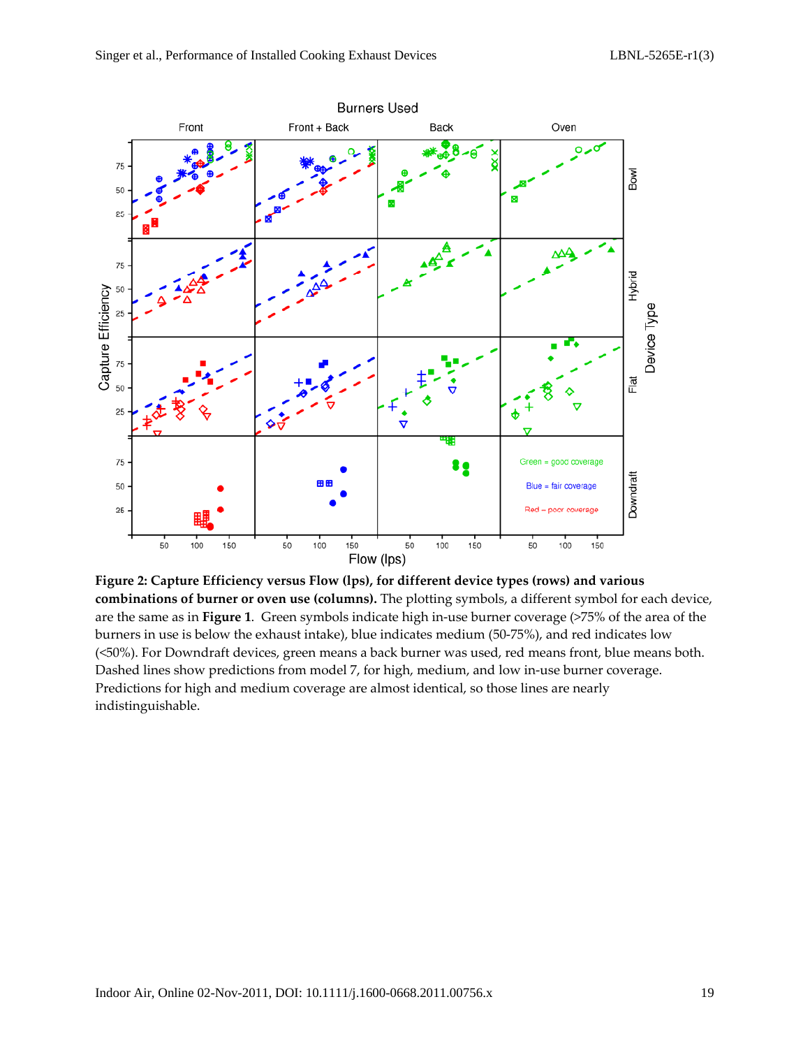**Figure 2: Capture Efficiency versus Flow (lps), for different device types (rows) and various combinations of burner or oven use (columns).** The plotting symbols, a different symbol for each device, are the same as in **Figure 1**. Green symbols indicate high in-use burner coverage (>75% of the area of the burners in use is below the exhaust intake), blue indicates medium (50-75%), and red indicates low (<50%). For Downdraft devices, green means a back burner was used, red means front, blue means both. Dashed lines show predictions from model 7, for high, medium, and low in-use burner coverage. Predictions for high and medium coverage are almost identical, so those lines are nearly indistinguishable.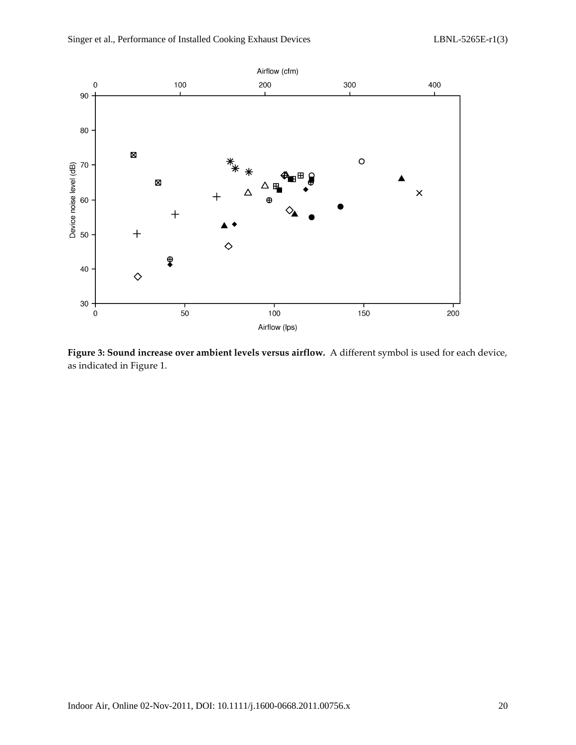Airflow (cfm)

0
100
200
300
400

90
80
70
60
50
40
30

Device noise level (dB)

0
50
100
150
200

Airflow (lps)

**Figure 3: Sound increase over ambient levels versus airflow.** A different symbol is used for each device, as indicated in Figure 1.